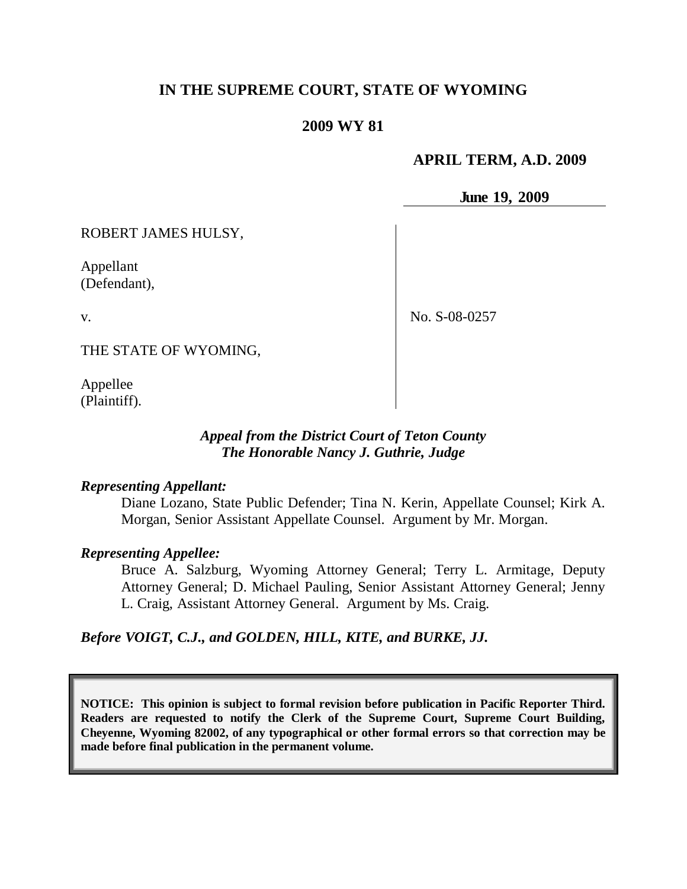# IN THE SUPREME COURT, STATE OF WYOMING

## 2009 WY 81

**APRIL TERM, A.D. 2009**

**June 19, 2009**

| | |
|---|---|
| ROBERT JAMES HULSY,<br><br>Appellant<br>(Defendant),<br><br>v.<br><br>THE STATE OF WYOMING,<br><br>Appellee<br>(Plaintiff). | No. S-08-0257 |

***Appeal from the District Court of Teton County***
***The Honorable Nancy J. Guthrie, Judge***

***Representing Appellant:***

Diane Lozano, State Public Defender; Tina N. Kerin, Appellate Counsel; Kirk A. Morgan, Senior Assistant Appellate Counsel. Argument by Mr. Morgan.

***Representing Appellee:***

Bruce A. Salzburg, Wyoming Attorney General; Terry L. Armitage, Deputy Attorney General; D. Michael Pauling, Senior Assistant Attorney General; Jenny L. Craig, Assistant Attorney General. Argument by Ms. Craig.

***Before VOIGT, C.J., and GOLDEN, HILL, KITE, and BURKE, JJ.***

**NOTICE: This opinion is subject to formal revision before publication in Pacific Reporter Third. Readers are requested to notify the Clerk of the Supreme Court, Supreme Court Building, Cheyenne, Wyoming 82002, of any typographical or other formal errors so that correction may be made before final publication in the permanent volume.**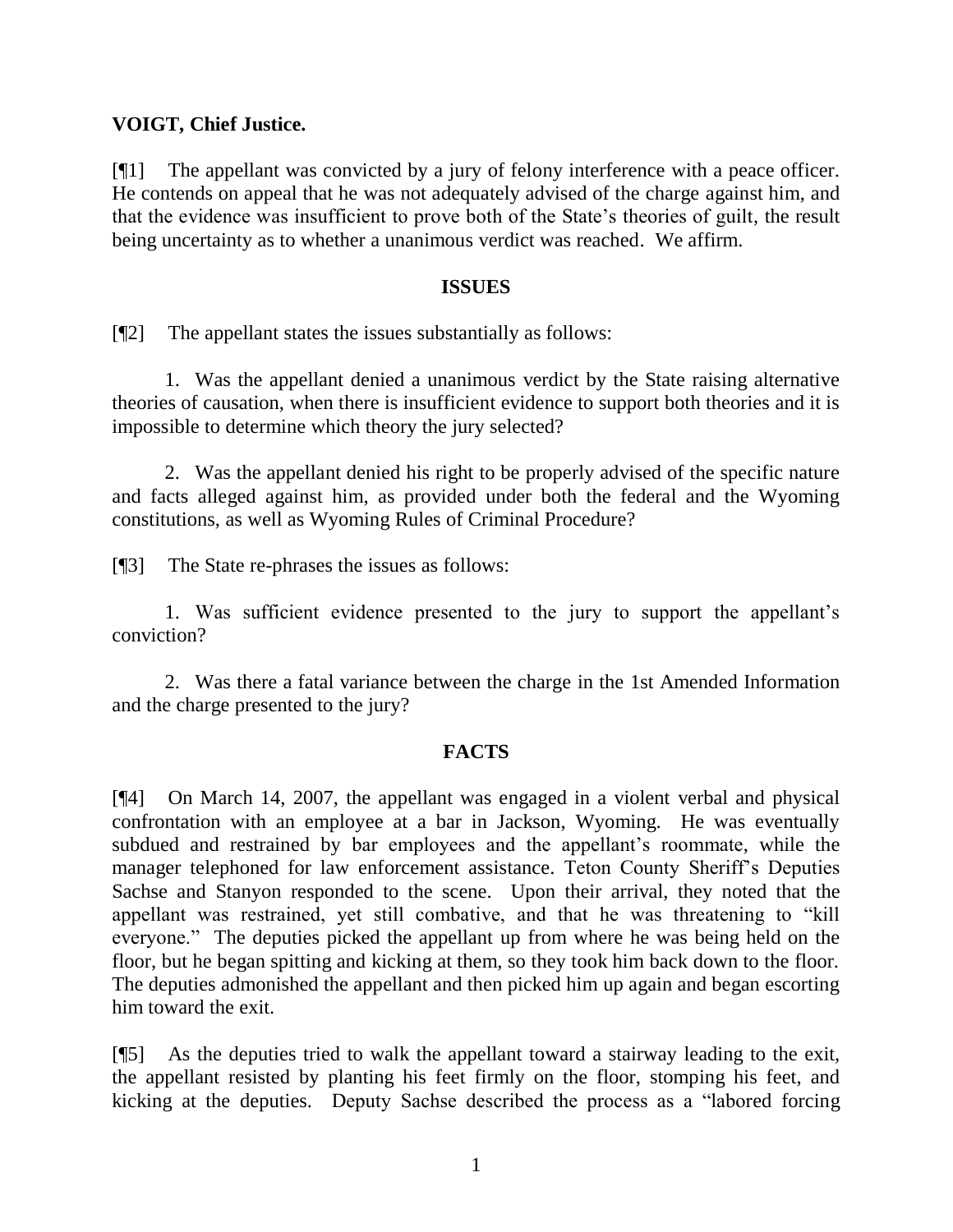**VOIGT, Chief Justice.**

[¶1] The appellant was convicted by a jury of felony interference with a peace officer. He contends on appeal that he was not adequately advised of the charge against him, and that the evidence was insufficient to prove both of the State's theories of guilt, the result being uncertainty as to whether a unanimous verdict was reached. We affirm.

## ISSUES

[¶2] The appellant states the issues substantially as follows:

1. Was the appellant denied a unanimous verdict by the State raising alternative theories of causation, when there is insufficient evidence to support both theories and it is impossible to determine which theory the jury selected?

2. Was the appellant denied his right to be properly advised of the specific nature and facts alleged against him, as provided under both the federal and the Wyoming constitutions, as well as Wyoming Rules of Criminal Procedure?

[¶3] The State re-phrases the issues as follows:

1. Was sufficient evidence presented to the jury to support the appellant's conviction?

2. Was there a fatal variance between the charge in the 1st Amended Information and the charge presented to the jury?

## FACTS

[¶4] On March 14, 2007, the appellant was engaged in a violent verbal and physical confrontation with an employee at a bar in Jackson, Wyoming. He was eventually subdued and restrained by bar employees and the appellant's roommate, while the manager telephoned for law enforcement assistance. Teton County Sheriff's Deputies Sachse and Stanyon responded to the scene. Upon their arrival, they noted that the appellant was restrained, yet still combative, and that he was threatening to "kill everyone." The deputies picked the appellant up from where he was being held on the floor, but he began spitting and kicking at them, so they took him back down to the floor. The deputies admonished the appellant and then picked him up again and began escorting him toward the exit.

[¶5] As the deputies tried to walk the appellant toward a stairway leading to the exit, the appellant resisted by planting his feet firmly on the floor, stomping his feet, and kicking at the deputies. Deputy Sachse described the process as a "labored forcing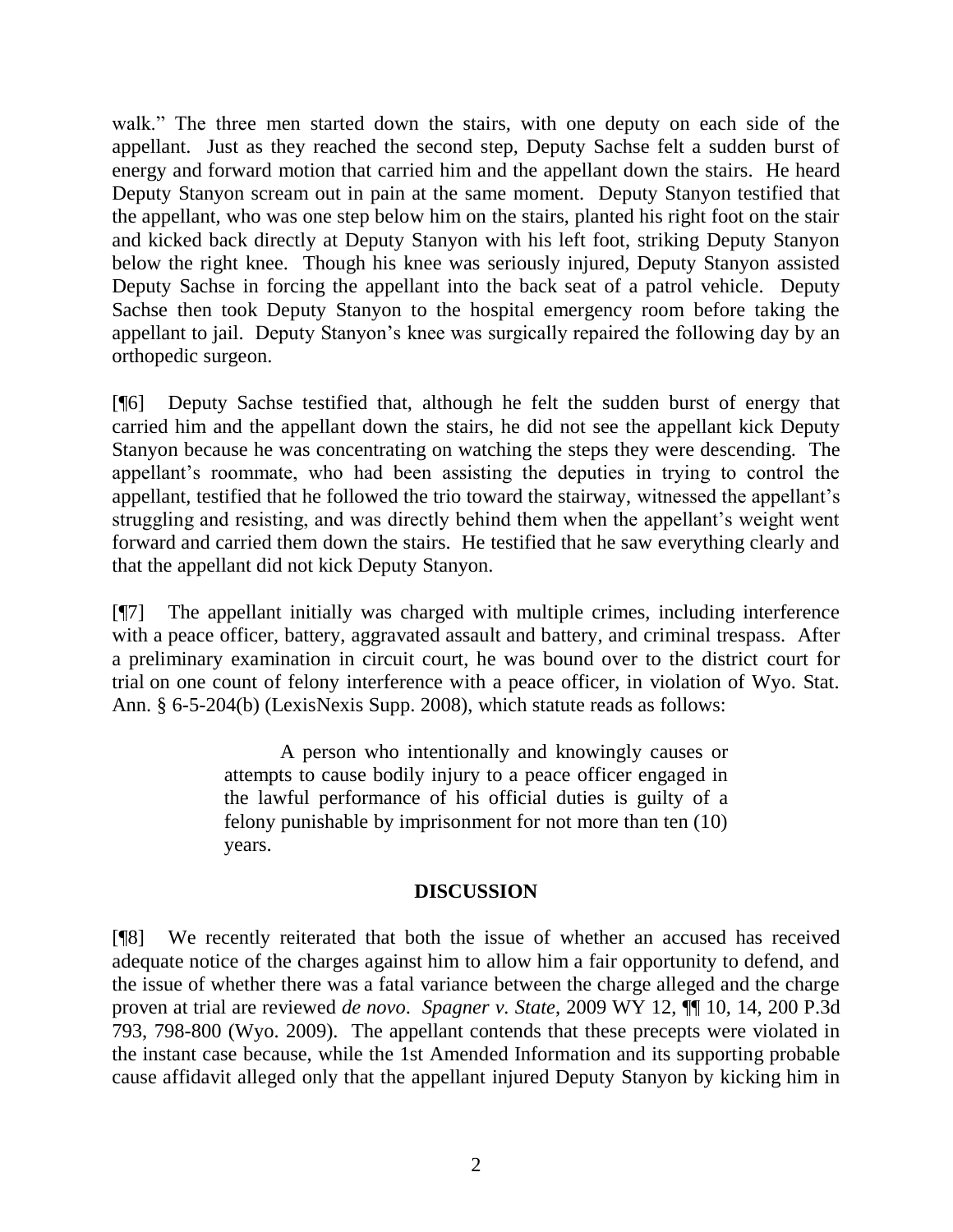walk." The three men started down the stairs, with one deputy on each side of the appellant. Just as they reached the second step, Deputy Sachse felt a sudden burst of energy and forward motion that carried him and the appellant down the stairs. He heard Deputy Stanyon scream out in pain at the same moment. Deputy Stanyon testified that the appellant, who was one step below him on the stairs, planted his right foot on the stair and kicked back directly at Deputy Stanyon with his left foot, striking Deputy Stanyon below the right knee. Though his knee was seriously injured, Deputy Stanyon assisted Deputy Sachse in forcing the appellant into the back seat of a patrol vehicle. Deputy Sachse then took Deputy Stanyon to the hospital emergency room before taking the appellant to jail. Deputy Stanyon's knee was surgically repaired the following day by an orthopedic surgeon.

[¶6] Deputy Sachse testified that, although he felt the sudden burst of energy that carried him and the appellant down the stairs, he did not see the appellant kick Deputy Stanyon because he was concentrating on watching the steps they were descending. The appellant's roommate, who had been assisting the deputies in trying to control the appellant, testified that he followed the trio toward the stairway, witnessed the appellant's struggling and resisting, and was directly behind them when the appellant's weight went forward and carried them down the stairs. He testified that he saw everything clearly and that the appellant did not kick Deputy Stanyon.

[¶7] The appellant initially was charged with multiple crimes, including interference with a peace officer, battery, aggravated assault and battery, and criminal trespass. After a preliminary examination in circuit court, he was bound over to the district court for trial on one count of felony interference with a peace officer, in violation of Wyo. Stat. Ann. § 6-5-204(b) (LexisNexis Supp. 2008), which statute reads as follows:

> A person who intentionally and knowingly causes or attempts to cause bodily injury to a peace officer engaged in the lawful performance of his official duties is guilty of a felony punishable by imprisonment for not more than ten (10) years.

## DISCUSSION

[¶8] We recently reiterated that both the issue of whether an accused has received adequate notice of the charges against him to allow him a fair opportunity to defend, and the issue of whether there was a fatal variance between the charge alleged and the charge proven at trial are reviewed *de novo*. *Spagner v. State*, 2009 WY 12, ¶¶ 10, 14, 200 P.3d 793, 798-800 (Wyo. 2009). The appellant contends that these precepts were violated in the instant case because, while the 1st Amended Information and its supporting probable cause affidavit alleged only that the appellant injured Deputy Stanyon by kicking him in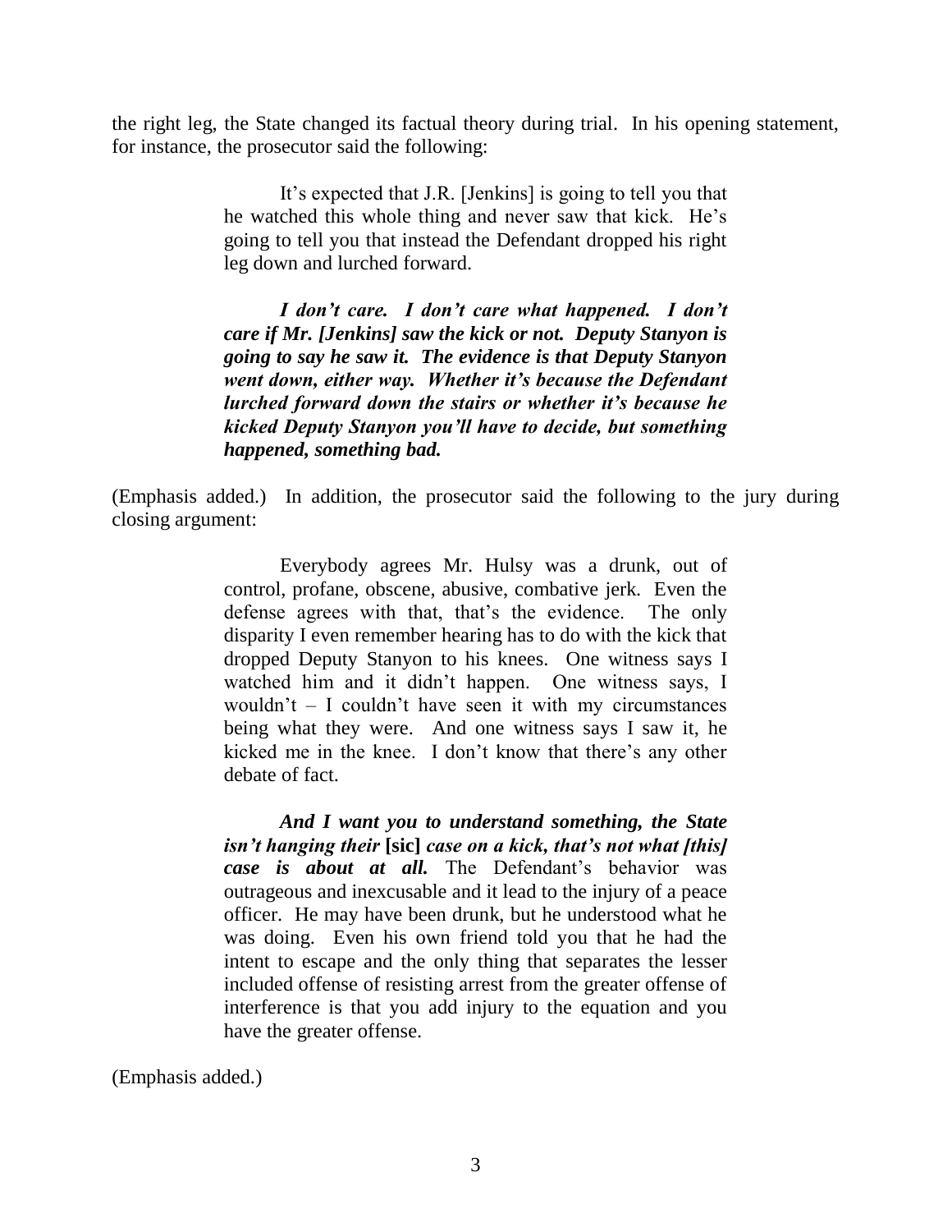the right leg, the State changed its factual theory during trial. In his opening statement, for instance, the prosecutor said the following:

> It's expected that J.R. [Jenkins] is going to tell you that he watched this whole thing and never saw that kick. He's going to tell you that instead the Defendant dropped his right leg down and lurched forward.
>
> ***I don't care. I don't care what happened. I don't care if Mr. [Jenkins] saw the kick or not. Deputy Stanyon is going to say he saw it. The evidence is that Deputy Stanyon went down, either way. Whether it's because the Defendant lurched forward down the stairs or whether it's because he kicked Deputy Stanyon you'll have to decide, but something happened, something bad.***

(Emphasis added.) In addition, the prosecutor said the following to the jury during closing argument:

> Everybody agrees Mr. Hulsy was a drunk, out of control, profane, obscene, abusive, combative jerk. Even the defense agrees with that, that's the evidence. The only disparity I even remember hearing has to do with the kick that dropped Deputy Stanyon to his knees. One witness says I watched him and it didn't happen. One witness says, I wouldn't – I couldn't have seen it with my circumstances being what they were. And one witness says I saw it, he kicked me in the knee. I don't know that there's any other debate of fact.
>
> ***And I want you to understand something, the State isn't hanging their* [sic] *case on a kick, that's not what [this] case is about at all.*** The Defendant's behavior was outrageous and inexcusable and it lead to the injury of a peace officer. He may have been drunk, but he understood what he was doing. Even his own friend told you that he had the intent to escape and the only thing that separates the lesser included offense of resisting arrest from the greater offense of interference is that you add injury to the equation and you have the greater offense.

(Emphasis added.)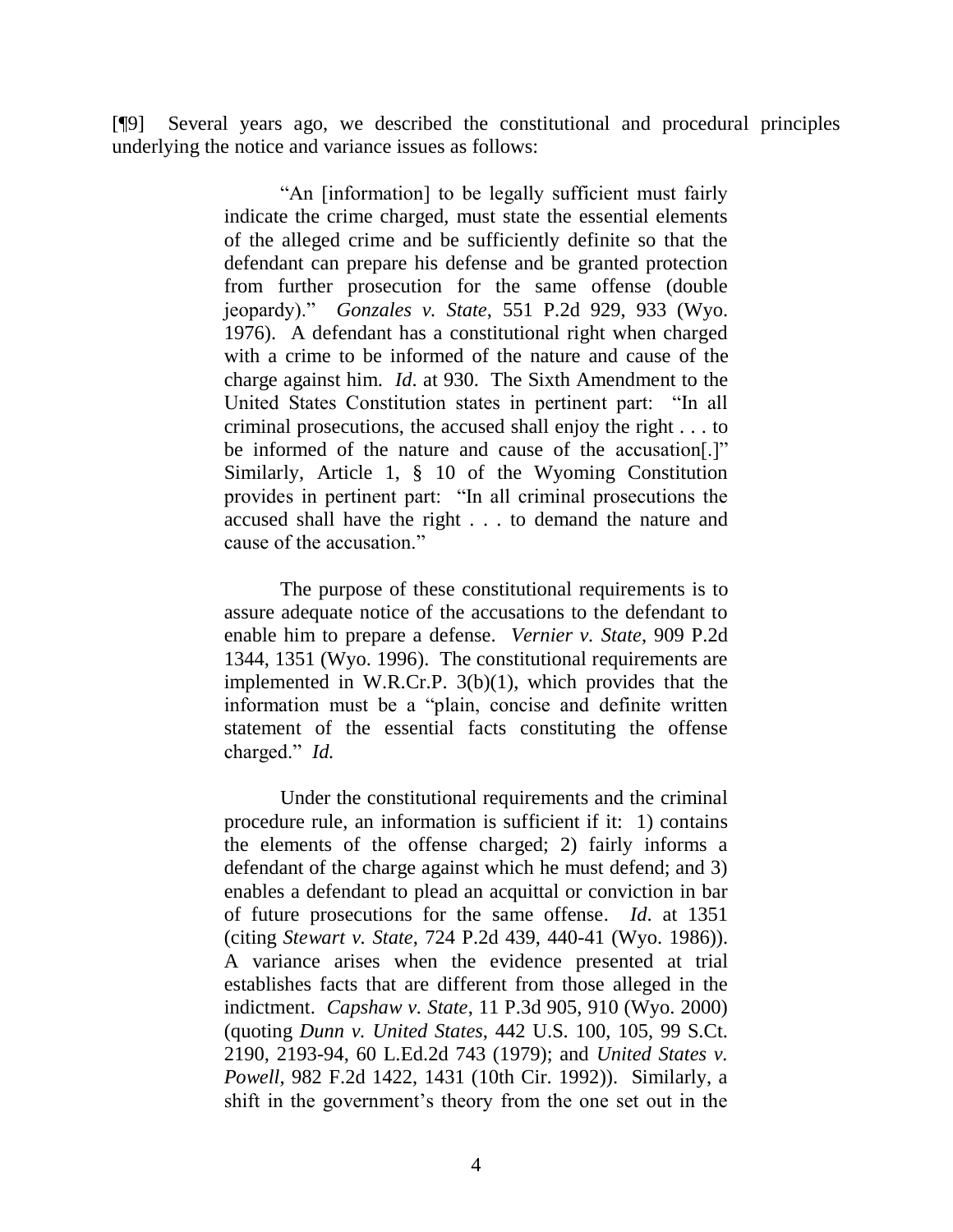[¶9] Several years ago, we described the constitutional and procedural principles underlying the notice and variance issues as follows:

> "An [information] to be legally sufficient must fairly indicate the crime charged, must state the essential elements of the alleged crime and be sufficiently definite so that the defendant can prepare his defense and be granted protection from further prosecution for the same offense (double jeopardy)." *Gonzales v. State*, 551 P.2d 929, 933 (Wyo. 1976). A defendant has a constitutional right when charged with a crime to be informed of the nature and cause of the charge against him. *Id.* at 930. The Sixth Amendment to the United States Constitution states in pertinent part: "In all criminal prosecutions, the accused shall enjoy the right . . . to be informed of the nature and cause of the accusation[.]" Similarly, Article 1, § 10 of the Wyoming Constitution provides in pertinent part: "In all criminal prosecutions the accused shall have the right . . . to demand the nature and cause of the accusation."
>
> The purpose of these constitutional requirements is to assure adequate notice of the accusations to the defendant to enable him to prepare a defense. *Vernier v. State*, 909 P.2d 1344, 1351 (Wyo. 1996). The constitutional requirements are implemented in W.R.Cr.P. 3(b)(1), which provides that the information must be a "plain, concise and definite written statement of the essential facts constituting the offense charged." *Id.*
>
> Under the constitutional requirements and the criminal procedure rule, an information is sufficient if it: 1) contains the elements of the offense charged; 2) fairly informs a defendant of the charge against which he must defend; and 3) enables a defendant to plead an acquittal or conviction in bar of future prosecutions for the same offense. *Id.* at 1351 (citing *Stewart v. State*, 724 P.2d 439, 440-41 (Wyo. 1986)). A variance arises when the evidence presented at trial establishes facts that are different from those alleged in the indictment. *Capshaw v. State*, 11 P.3d 905, 910 (Wyo. 2000) (quoting *Dunn v. United States*, 442 U.S. 100, 105, 99 S.Ct. 2190, 2193-94, 60 L.Ed.2d 743 (1979); and *United States v. Powell*, 982 F.2d 1422, 1431 (10th Cir. 1992)). Similarly, a shift in the government's theory from the one set out in the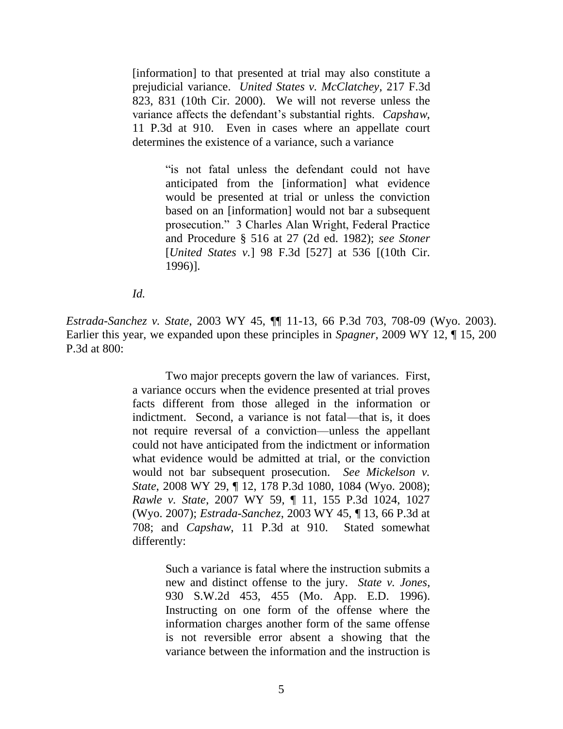> [information] to that presented at trial may also constitute a prejudicial variance. *United States v. McClatchey*, 217 F.3d 823, 831 (10th Cir. 2000). We will not reverse unless the variance affects the defendant's substantial rights. *Capshaw*, 11 P.3d at 910. Even in cases where an appellate court determines the existence of a variance, such a variance
>
> > "is not fatal unless the defendant could not have anticipated from the [information] what evidence would be presented at trial or unless the conviction based on an [information] would not bar a subsequent prosecution." 3 Charles Alan Wright, Federal Practice and Procedure § 516 at 27 (2d ed. 1982); *see Stoner* [*United States v.*] 98 F.3d [527] at 536 [(10th Cir. 1996)].
>
> *Id.*

*Estrada-Sanchez v. State*, 2003 WY 45, ¶¶ 11-13, 66 P.3d 703, 708-09 (Wyo. 2003). Earlier this year, we expanded upon these principles in *Spagner*, 2009 WY 12, ¶ 15, 200 P.3d at 800:

> Two major precepts govern the law of variances. First, a variance occurs when the evidence presented at trial proves facts different from those alleged in the information or indictment. Second, a variance is not fatal—that is, it does not require reversal of a conviction—unless the appellant could not have anticipated from the indictment or information what evidence would be admitted at trial, or the conviction would not bar subsequent prosecution. *See Mickelson v. State*, 2008 WY 29, ¶ 12, 178 P.3d 1080, 1084 (Wyo. 2008); *Rawle v. State*, 2007 WY 59, ¶ 11, 155 P.3d 1024, 1027 (Wyo. 2007); *Estrada-Sanchez*, 2003 WY 45, ¶ 13, 66 P.3d at 708; and *Capshaw*, 11 P.3d at 910. Stated somewhat differently:
>
> > Such a variance is fatal where the instruction submits a new and distinct offense to the jury. *State v. Jones*, 930 S.W.2d 453, 455 (Mo. App. E.D. 1996). Instructing on one form of the offense where the information charges another form of the same offense is not reversible error absent a showing that the variance between the information and the instruction is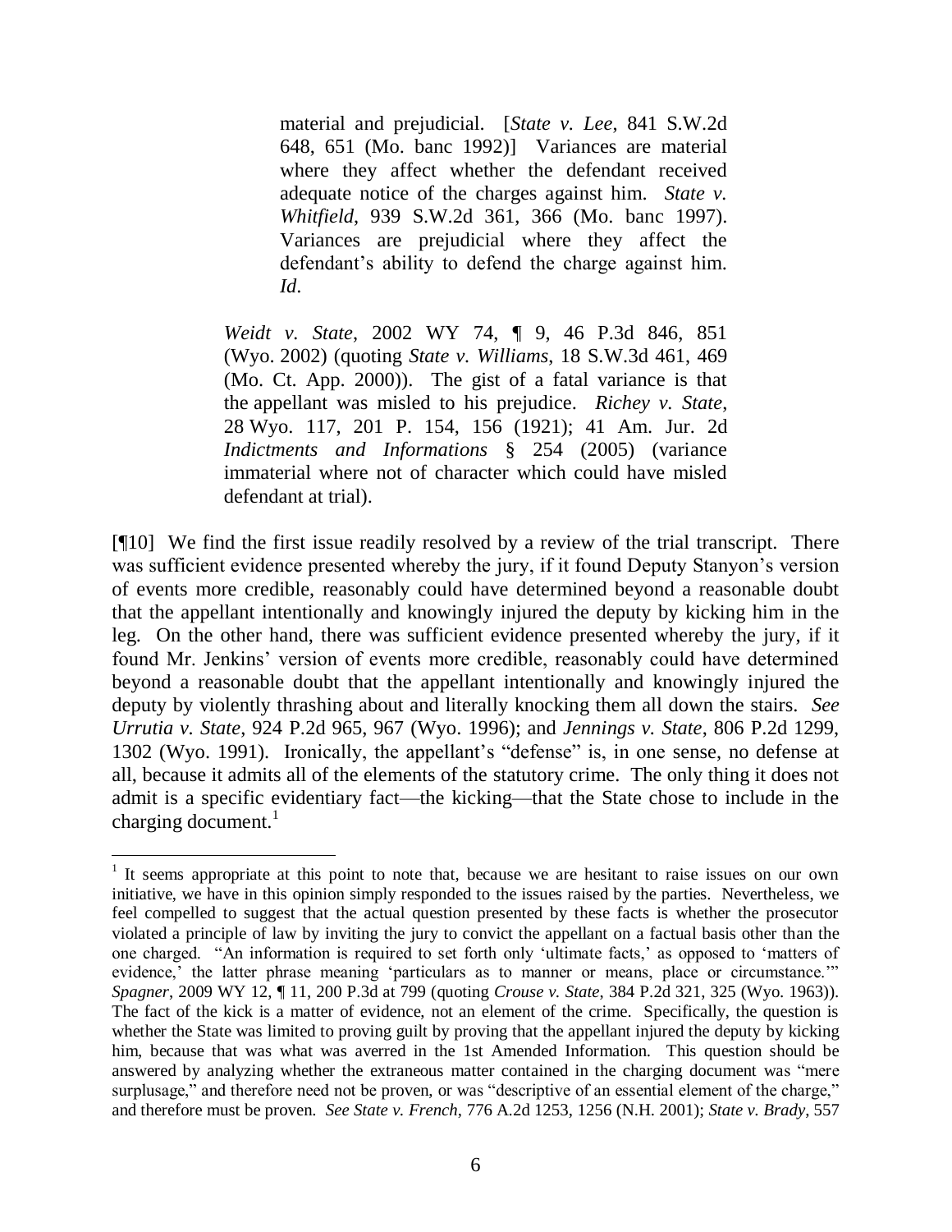> > material and prejudicial. [*State v. Lee*, 841 S.W.2d 648, 651 (Mo. banc 1992)] Variances are material where they affect whether the defendant received adequate notice of the charges against him. *State v. Whitfield*, 939 S.W.2d 361, 366 (Mo. banc 1997). Variances are prejudicial where they affect the defendant's ability to defend the charge against him. *Id*.
>
> *Weidt v. State*, 2002 WY 74, ¶ 9, 46 P.3d 846, 851 (Wyo. 2002) (quoting *State v. Williams*, 18 S.W.3d 461, 469 (Mo. Ct. App. 2000)). The gist of a fatal variance is that the appellant was misled to his prejudice. *Richey v. State*, 28 Wyo. 117, 201 P. 154, 156 (1921); 41 Am. Jur. 2d *Indictments and Informations* § 254 (2005) (variance immaterial where not of character which could have misled defendant at trial).

[¶10] We find the first issue readily resolved by a review of the trial transcript. There was sufficient evidence presented whereby the jury, if it found Deputy Stanyon's version of events more credible, reasonably could have determined beyond a reasonable doubt that the appellant intentionally and knowingly injured the deputy by kicking him in the leg. On the other hand, there was sufficient evidence presented whereby the jury, if it found Mr. Jenkins' version of events more credible, reasonably could have determined beyond a reasonable doubt that the appellant intentionally and knowingly injured the deputy by violently thrashing about and literally knocking them all down the stairs. *See Urrutia v. State*, 924 P.2d 965, 967 (Wyo. 1996); and *Jennings v. State*, 806 P.2d 1299, 1302 (Wyo. 1991). Ironically, the appellant's "defense" is, in one sense, no defense at all, because it admits all of the elements of the statutory crime. The only thing it does not admit is a specific evidentiary fact—the kicking—that the State chose to include in the charging document.[1]

---

[1] It seems appropriate at this point to note that, because we are hesitant to raise issues on our own initiative, we have in this opinion simply responded to the issues raised by the parties. Nevertheless, we feel compelled to suggest that the actual question presented by these facts is whether the prosecutor violated a principle of law by inviting the jury to convict the appellant on a factual basis other than the one charged. "An information is required to set forth only 'ultimate facts,' as opposed to 'matters of evidence,' the latter phrase meaning 'particulars as to manner or means, place or circumstance.'" *Spagner*, 2009 WY 12, ¶ 11, 200 P.3d at 799 (quoting *Crouse v. State*, 384 P.2d 321, 325 (Wyo. 1963)). The fact of the kick is a matter of evidence, not an element of the crime. Specifically, the question is whether the State was limited to proving guilt by proving that the appellant injured the deputy by kicking him, because that was what was averred in the 1st Amended Information. This question should be answered by analyzing whether the extraneous matter contained in the charging document was "mere surplusage," and therefore need not be proven, or was "descriptive of an essential element of the charge," and therefore must be proven. *See State v. French*, 776 A.2d 1253, 1256 (N.H. 2001); *State v. Brady*, 557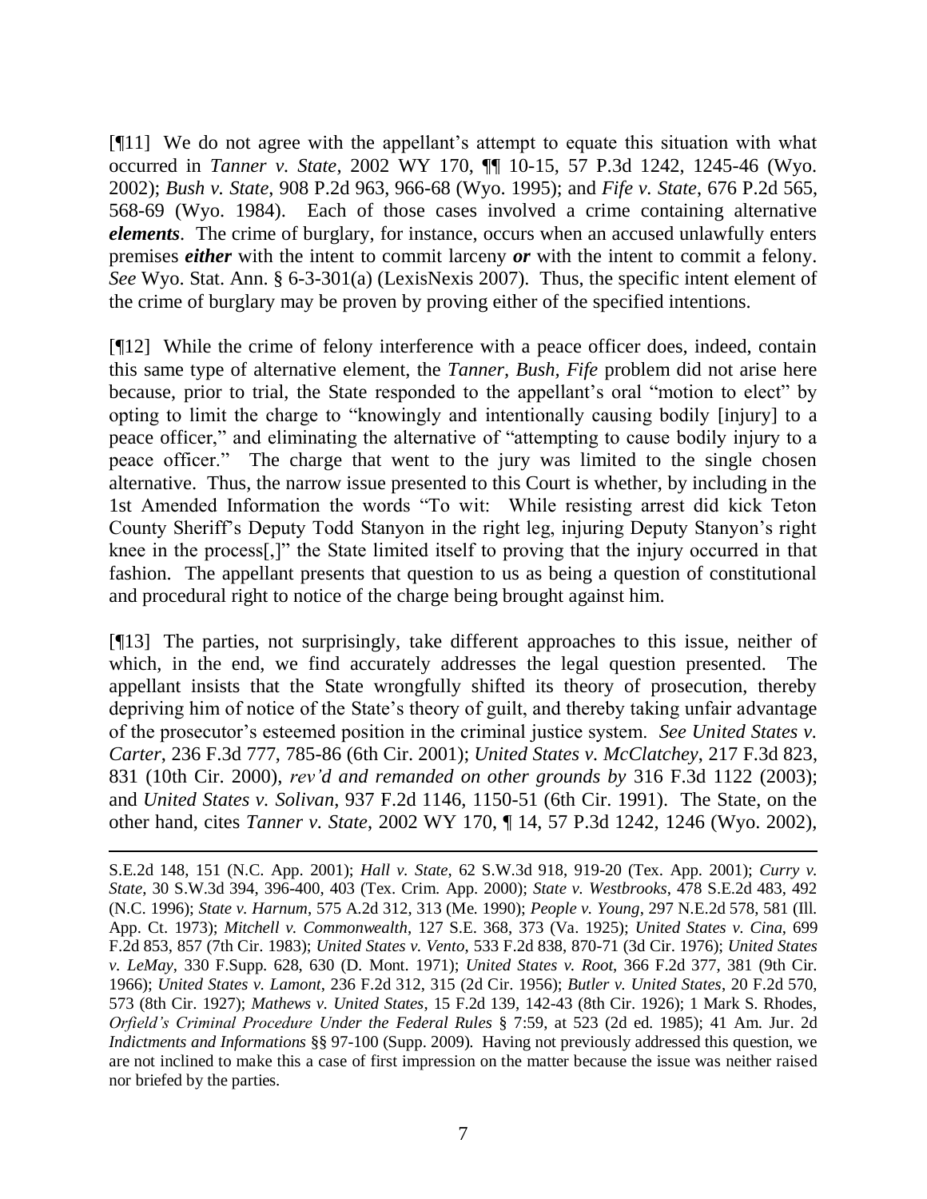[¶11] We do not agree with the appellant's attempt to equate this situation with what occurred in *Tanner v. State*, 2002 WY 170, ¶¶ 10-15, 57 P.3d 1242, 1245-46 (Wyo. 2002); *Bush v. State*, 908 P.2d 963, 966-68 (Wyo. 1995); and *Fife v. State*, 676 P.2d 565, 568-69 (Wyo. 1984). Each of those cases involved a crime containing alternative ***elements***. The crime of burglary, for instance, occurs when an accused unlawfully enters premises ***either*** with the intent to commit larceny ***or*** with the intent to commit a felony. *See* Wyo. Stat. Ann. § 6-3-301(a) (LexisNexis 2007). Thus, the specific intent element of the crime of burglary may be proven by proving either of the specified intentions.

[¶12] While the crime of felony interference with a peace officer does, indeed, contain this same type of alternative element, the *Tanner*, *Bush*, *Fife* problem did not arise here because, prior to trial, the State responded to the appellant's oral "motion to elect" by opting to limit the charge to "knowingly and intentionally causing bodily [injury] to a peace officer," and eliminating the alternative of "attempting to cause bodily injury to a peace officer." The charge that went to the jury was limited to the single chosen alternative. Thus, the narrow issue presented to this Court is whether, by including in the 1st Amended Information the words "To wit: While resisting arrest did kick Teton County Sheriff's Deputy Todd Stanyon in the right leg, injuring Deputy Stanyon's right knee in the process[,]" the State limited itself to proving that the injury occurred in that fashion. The appellant presents that question to us as being a question of constitutional and procedural right to notice of the charge being brought against him.

[¶13] The parties, not surprisingly, take different approaches to this issue, neither of which, in the end, we find accurately addresses the legal question presented. The appellant insists that the State wrongfully shifted its theory of prosecution, thereby depriving him of notice of the State's theory of guilt, and thereby taking unfair advantage of the prosecutor's esteemed position in the criminal justice system. *See United States v. Carter*, 236 F.3d 777, 785-86 (6th Cir. 2001); *United States v. McClatchey*, 217 F.3d 823, 831 (10th Cir. 2000), *rev'd and remanded on other grounds by* 316 F.3d 1122 (2003); and *United States v. Solivan*, 937 F.2d 1146, 1150-51 (6th Cir. 1991). The State, on the other hand, cites *Tanner v. State*, 2002 WY 170, ¶ 14, 57 P.3d 1242, 1246 (Wyo. 2002),

---

S.E.2d 148, 151 (N.C. App. 2001); *Hall v. State*, 62 S.W.3d 918, 919-20 (Tex. App. 2001); *Curry v. State*, 30 S.W.3d 394, 396-400, 403 (Tex. Crim. App. 2000); *State v. Westbrooks*, 478 S.E.2d 483, 492 (N.C. 1996); *State v. Harnum*, 575 A.2d 312, 313 (Me. 1990); *People v. Young*, 297 N.E.2d 578, 581 (Ill. App. Ct. 1973); *Mitchell v. Commonwealth*, 127 S.E. 368, 373 (Va. 1925); *United States v. Cina*, 699 F.2d 853, 857 (7th Cir. 1983); *United States v. Vento*, 533 F.2d 838, 870-71 (3d Cir. 1976); *United States v. LeMay*, 330 F.Supp. 628, 630 (D. Mont. 1971); *United States v. Root*, 366 F.2d 377, 381 (9th Cir. 1966); *United States v. Lamont*, 236 F.2d 312, 315 (2d Cir. 1956); *Butler v. United States*, 20 F.2d 570, 573 (8th Cir. 1927); *Mathews v. United States*, 15 F.2d 139, 142-43 (8th Cir. 1926); 1 Mark S. Rhodes, *Orfield's Criminal Procedure Under the Federal Rules* § 7:59, at 523 (2d ed. 1985); 41 Am. Jur. 2d *Indictments and Informations* §§ 97-100 (Supp. 2009). Having not previously addressed this question, we are not inclined to make this a case of first impression on the matter because the issue was neither raised nor briefed by the parties.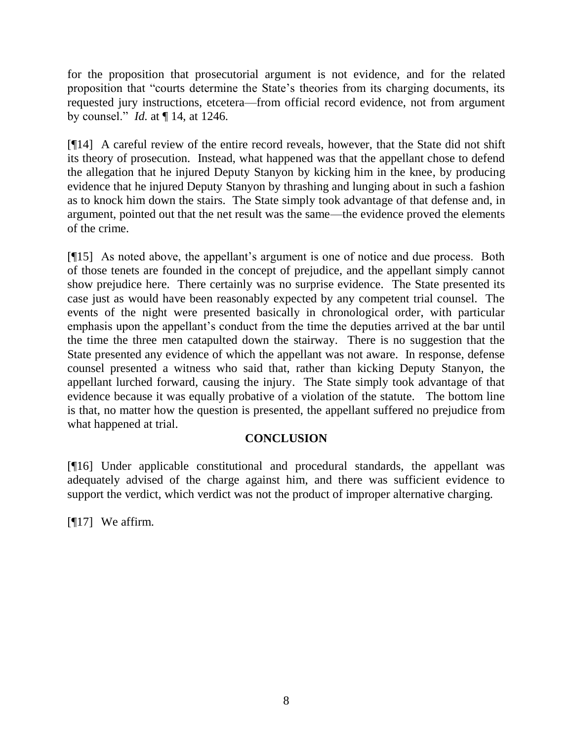for the proposition that prosecutorial argument is not evidence, and for the related proposition that "courts determine the State's theories from its charging documents, its requested jury instructions, etcetera—from official record evidence, not from argument by counsel." *Id.* at ¶ 14, at 1246.

[¶14] A careful review of the entire record reveals, however, that the State did not shift its theory of prosecution. Instead, what happened was that the appellant chose to defend the allegation that he injured Deputy Stanyon by kicking him in the knee, by producing evidence that he injured Deputy Stanyon by thrashing and lunging about in such a fashion as to knock him down the stairs. The State simply took advantage of that defense and, in argument, pointed out that the net result was the same—the evidence proved the elements of the crime.

[¶15] As noted above, the appellant's argument is one of notice and due process. Both of those tenets are founded in the concept of prejudice, and the appellant simply cannot show prejudice here. There certainly was no surprise evidence. The State presented its case just as would have been reasonably expected by any competent trial counsel. The events of the night were presented basically in chronological order, with particular emphasis upon the appellant's conduct from the time the deputies arrived at the bar until the time the three men catapulted down the stairway. There is no suggestion that the State presented any evidence of which the appellant was not aware. In response, defense counsel presented a witness who said that, rather than kicking Deputy Stanyon, the appellant lurched forward, causing the injury. The State simply took advantage of that evidence because it was equally probative of a violation of the statute. The bottom line is that, no matter how the question is presented, the appellant suffered no prejudice from what happened at trial.

**CONCLUSION**

[¶16] Under applicable constitutional and procedural standards, the appellant was adequately advised of the charge against him, and there was sufficient evidence to support the verdict, which verdict was not the product of improper alternative charging.

[¶17] We affirm.